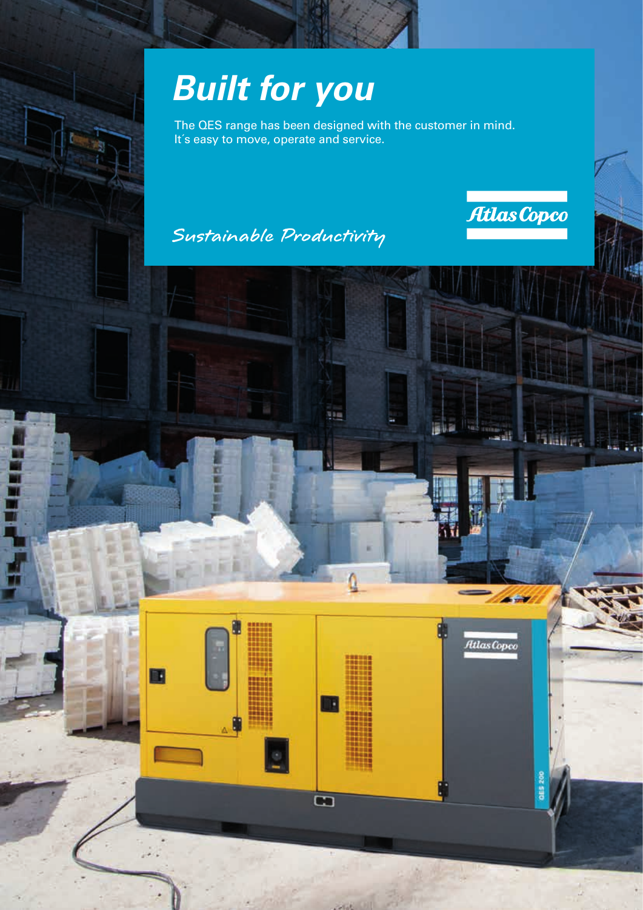# Built for you

The QES range has been designed with the customer in mind. It´s easy to move, operate and service.

*Sustainable Productivity*

Atlas Copco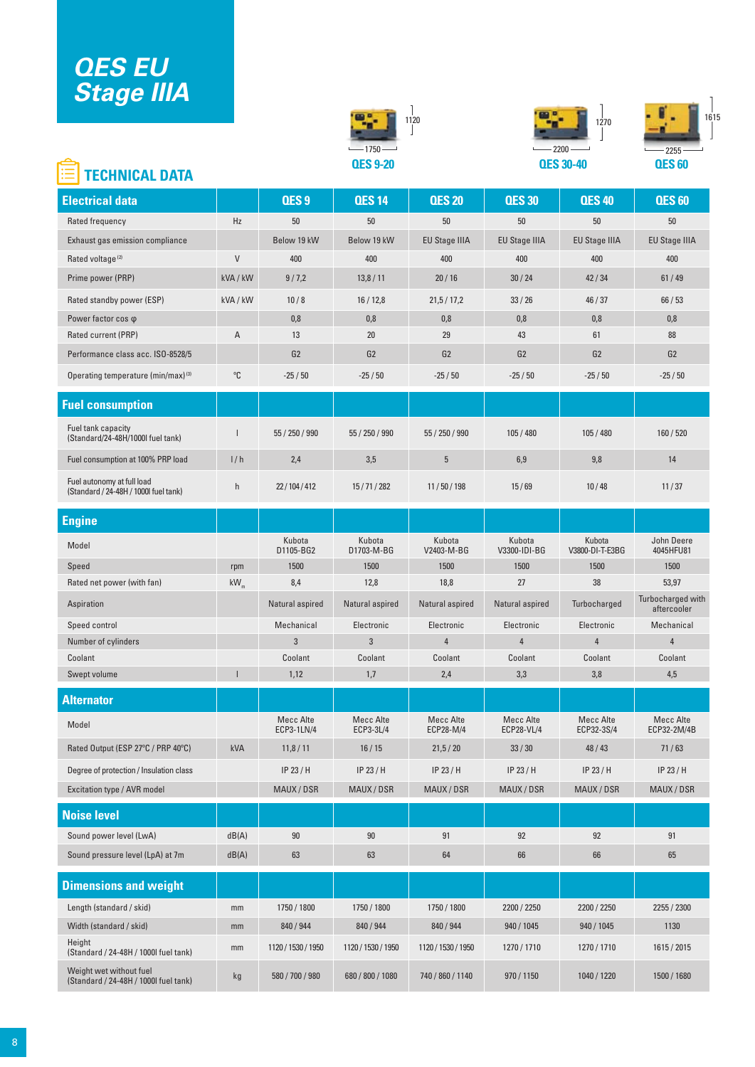# QES EU Stage IIIA

1120

1750

QES 9-20

1270

2200

QES 30-40

1615

2255

QES 60

## TECHNICAL DATA

| Electrical data | | QES 9 | QES 14 | QES 20 | QES 30 | QES 40 | QES 60 |
|---|---|---|---|---|---|---|---|
| Rated frequency | Hz | 50 | 50 | 50 | 50 | 50 | 50 |
| Exhaust gas emission compliance | | Below 19 kW | Below 19 kW | EU Stage IIIA | EU Stage IIIA | EU Stage IIIA | EU Stage IIIA |
| Rated voltage [2] | V | 400 | 400 | 400 | 400 | 400 | 400 |
| Prime power (PRP) | kVA / kW | 9 / 7,2 | 13,8 / 11 | 20 / 16 | 30 / 24 | 42 / 34 | 61 / 49 |
| Rated standby power (ESP) | kVA / kW | 10 / 8 | 16 / 12,8 | 21,5 / 17,2 | 33 / 26 | 46 / 37 | 66 / 53 |
| Power factor cos φ | | 0,8 | 0,8 | 0,8 | 0,8 | 0,8 | 0,8 |
| Rated current (PRP) | A | 13 | 20 | 29 | 43 | 61 | 88 |
| Performance class acc. ISO-8528/5 | | G2 | G2 | G2 | G2 | G2 | G2 |
| Operating temperature (min/max) [3] | °C | -25 / 50 | -25 / 50 | -25 / 50 | -25 / 50 | -25 / 50 | -25 / 50 |
| **Fuel consumption** | | | | | | | |
| Fuel tank capacity (Standard/24-48H/1000l fuel tank) | l | 55 / 250 / 990 | 55 / 250 / 990 | 55 / 250 / 990 | 105 / 480 | 105 / 480 | 160 / 520 |
| Fuel consumption at 100% PRP load | l / h | 2,4 | 3,5 | 5 | 6,9 | 9,8 | 14 |
| Fuel autonomy at full load (Standard / 24-48H / 1000l fuel tank) | h | 22 / 104 / 412 | 15 / 71 / 282 | 11 / 50 / 198 | 15 / 69 | 10 / 48 | 11 / 37 |
| **Engine** | | | | | | | |
| Model | | Kubota D1105-BG2 | Kubota D1703-M-BG | Kubota V2403-M-BG | Kubota V3300-IDI-BG | Kubota V3800-DI-T-E3BG | John Deere 4045HFU81 |
| Speed | rpm | 1500 | 1500 | 1500 | 1500 | 1500 | 1500 |
| Rated net power (with fan) | $kW_m$ | 8,4 | 12,8 | 18,8 | 27 | 38 | 53,97 |
| Aspiration | | Natural aspired | Natural aspired | Natural aspired | Natural aspired | Turbocharged | Turbocharged with aftercooler |
| Speed control | | Mechanical | Electronic | Electronic | Electronic | Electronic | Mechanical |
| Number of cylinders | | 3 | 3 | 4 | 4 | 4 | 4 |
| Coolant | | Coolant | Coolant | Coolant | Coolant | Coolant | Coolant |
| Swept volume | l | 1,12 | 1,7 | 2,4 | 3,3 | 3,8 | 4,5 |
| **Alternator** | | | | | | | |
| Model | | Mecc Alte ECP3-1LN/4 | Mecc Alte ECP3-3L/4 | Mecc Alte ECP28-M/4 | Mecc Alte ECP28-VL/4 | Mecc Alte ECP32-3S/4 | Mecc Alte ECP32-2M/4B |
| Rated Output (ESP 27°C / PRP 40°C) | kVA | 11,8 / 11 | 16 / 15 | 21,5 / 20 | 33 / 30 | 48 / 43 | 71 / 63 |
| Degree of protection / Insulation class | | IP 23 / H | IP 23 / H | IP 23 / H | IP 23 / H | IP 23 / H | IP 23 / H |
| Excitation type / AVR model | | MAUX / DSR | MAUX / DSR | MAUX / DSR | MAUX / DSR | MAUX / DSR | MAUX / DSR |
| **Noise level** | | | | | | | |
| Sound power level (LwA) | dB(A) | 90 | 90 | 91 | 92 | 92 | 91 |
| Sound pressure level (LpA) at 7m | dB(A) | 63 | 63 | 64 | 66 | 66 | 65 |
| **Dimensions and weight** | | | | | | | |
| Length (standard / skid) | mm | 1750 / 1800 | 1750 / 1800 | 1750 / 1800 | 2200 / 2250 | 2200 / 2250 | 2255 / 2300 |
| Width (standard / skid) | mm | 840 / 944 | 840 / 944 | 840 / 944 | 940 / 1045 | 940 / 1045 | 1130 |
| Height (Standard / 24-48H / 1000l fuel tank) | mm | 1120 / 1530 / 1950 | 1120 / 1530 / 1950 | 1120 / 1530 / 1950 | 1270 / 1710 | 1270 / 1710 | 1615 / 2015 |
| Weight wet without fuel (Standard / 24-48H / 1000l fuel tank) | kg | 580 / 700 / 980 | 680 / 800 / 1080 | 740 / 860 / 1140 | 970 / 1150 | 1040 / 1220 | 1500 / 1680 |